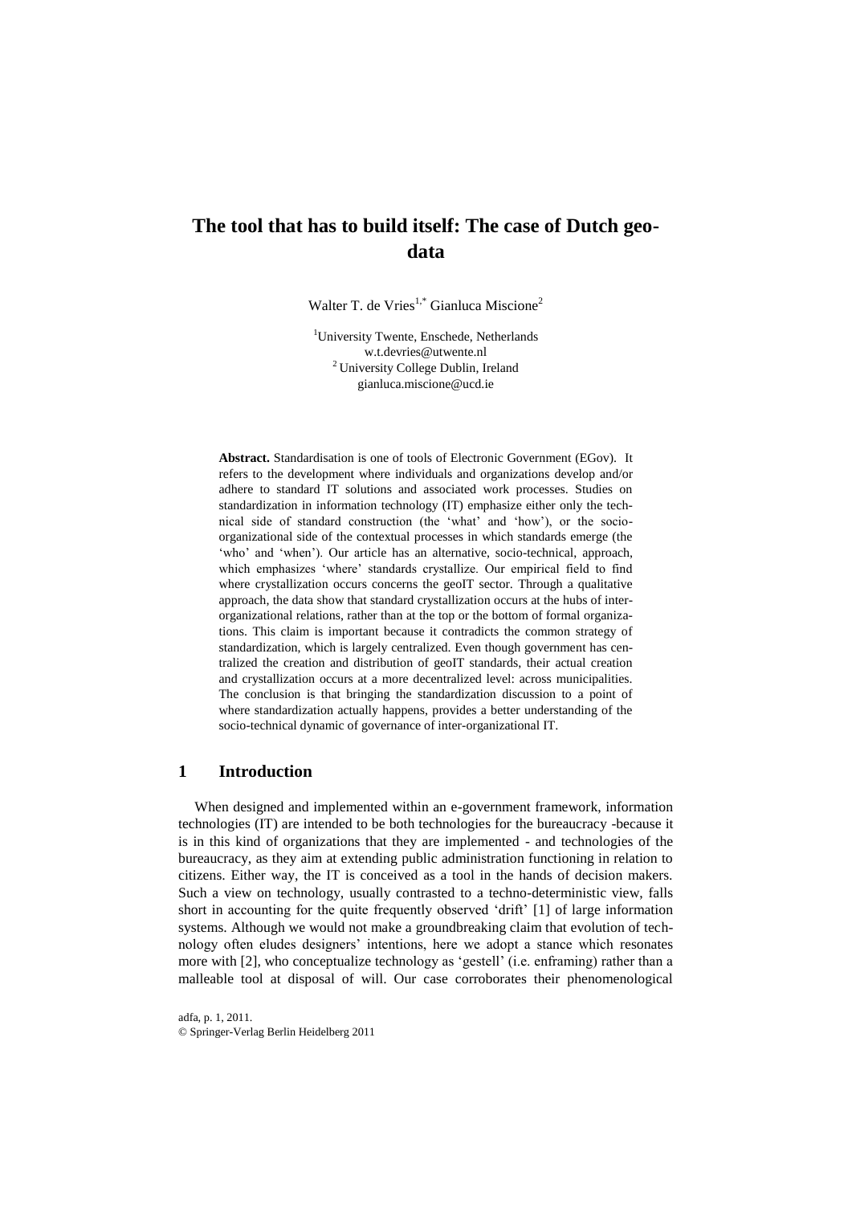# The tool that has to build itself: The case of Dutch geo-data

Walter T. de Vries[1,*] Gianluca Miscione[2]

[1]University Twente, Enschede, Netherlands
w.t.devries@utwente.nl
[2] University College Dublin, Ireland
gianluca.miscione@ucd.ie

**Abstract.** Standardisation is one of tools of Electronic Government (EGov). It refers to the development where individuals and organizations develop and/or adhere to standard IT solutions and associated work processes. Studies on standardization in information technology (IT) emphasize either only the technical side of standard construction (the 'what' and 'how'), or the socio-organizational side of the contextual processes in which standards emerge (the 'who' and 'when'). Our article has an alternative, socio-technical, approach, which emphasizes 'where' standards crystallize. Our empirical field to find where crystallization occurs concerns the geoIT sector. Through a qualitative approach, the data show that standard crystallization occurs at the hubs of inter-organizational relations, rather than at the top or the bottom of formal organizations. This claim is important because it contradicts the common strategy of standardization, which is largely centralized. Even though government has centralized the creation and distribution of geoIT standards, their actual creation and crystallization occurs at a more decentralized level: across municipalities. The conclusion is that bringing the standardization discussion to a point of where standardization actually happens, provides a better understanding of the socio-technical dynamic of governance of inter-organizational IT.

## 1 Introduction

When designed and implemented within an e-government framework, information technologies (IT) are intended to be both technologies for the bureaucracy -because it is in this kind of organizations that they are implemented - and technologies of the bureaucracy, as they aim at extending public administration functioning in relation to citizens. Either way, the IT is conceived as a tool in the hands of decision makers. Such a view on technology, usually contrasted to a techno-deterministic view, falls short in accounting for the quite frequently observed 'drift' [1] of large information systems. Although we would not make a groundbreaking claim that evolution of technology often eludes designers' intentions, here we adopt a stance which resonates more with [2], who conceptualize technology as 'gestell' (i.e. enframing) rather than a malleable tool at disposal of will. Our case corroborates their phenomenological

adfa, p. 1, 2011.
© Springer-Verlag Berlin Heidelberg 2011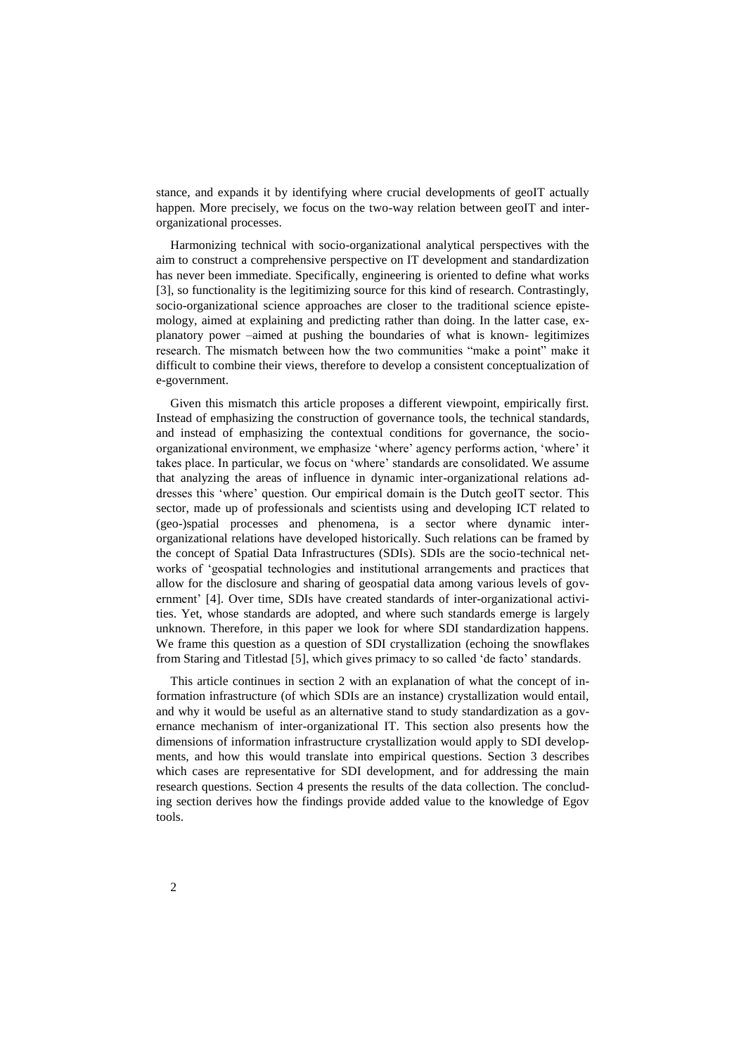stance, and expands it by identifying where crucial developments of geoIT actually happen. More precisely, we focus on the two-way relation between geoIT and inter-organizational processes.

Harmonizing technical with socio-organizational analytical perspectives with the aim to construct a comprehensive perspective on IT development and standardization has never been immediate. Specifically, engineering is oriented to define what works [3], so functionality is the legitimizing source for this kind of research. Contrastingly, socio-organizational science approaches are closer to the traditional science epistemology, aimed at explaining and predicting rather than doing. In the latter case, explanatory power –aimed at pushing the boundaries of what is known- legitimizes research. The mismatch between how the two communities "make a point" make it difficult to combine their views, therefore to develop a consistent conceptualization of e-government.

Given this mismatch this article proposes a different viewpoint, empirically first. Instead of emphasizing the construction of governance tools, the technical standards, and instead of emphasizing the contextual conditions for governance, the socio-organizational environment, we emphasize 'where' agency performs action, 'where' it takes place. In particular, we focus on 'where' standards are consolidated. We assume that analyzing the areas of influence in dynamic inter-organizational relations addresses this 'where' question. Our empirical domain is the Dutch geoIT sector. This sector, made up of professionals and scientists using and developing ICT related to (geo-)spatial processes and phenomena, is a sector where dynamic inter-organizational relations have developed historically. Such relations can be framed by the concept of Spatial Data Infrastructures (SDIs). SDIs are the socio-technical networks of 'geospatial technologies and institutional arrangements and practices that allow for the disclosure and sharing of geospatial data among various levels of government' [4]. Over time, SDIs have created standards of inter-organizational activities. Yet, whose standards are adopted, and where such standards emerge is largely unknown. Therefore, in this paper we look for where SDI standardization happens. We frame this question as a question of SDI crystallization (echoing the snowflakes from Staring and Titlestad [5], which gives primacy to so called 'de facto' standards.

This article continues in section 2 with an explanation of what the concept of information infrastructure (of which SDIs are an instance) crystallization would entail, and why it would be useful as an alternative stand to study standardization as a governance mechanism of inter-organizational IT. This section also presents how the dimensions of information infrastructure crystallization would apply to SDI developments, and how this would translate into empirical questions. Section 3 describes which cases are representative for SDI development, and for addressing the main research questions. Section 4 presents the results of the data collection. The concluding section derives how the findings provide added value to the knowledge of Egov tools.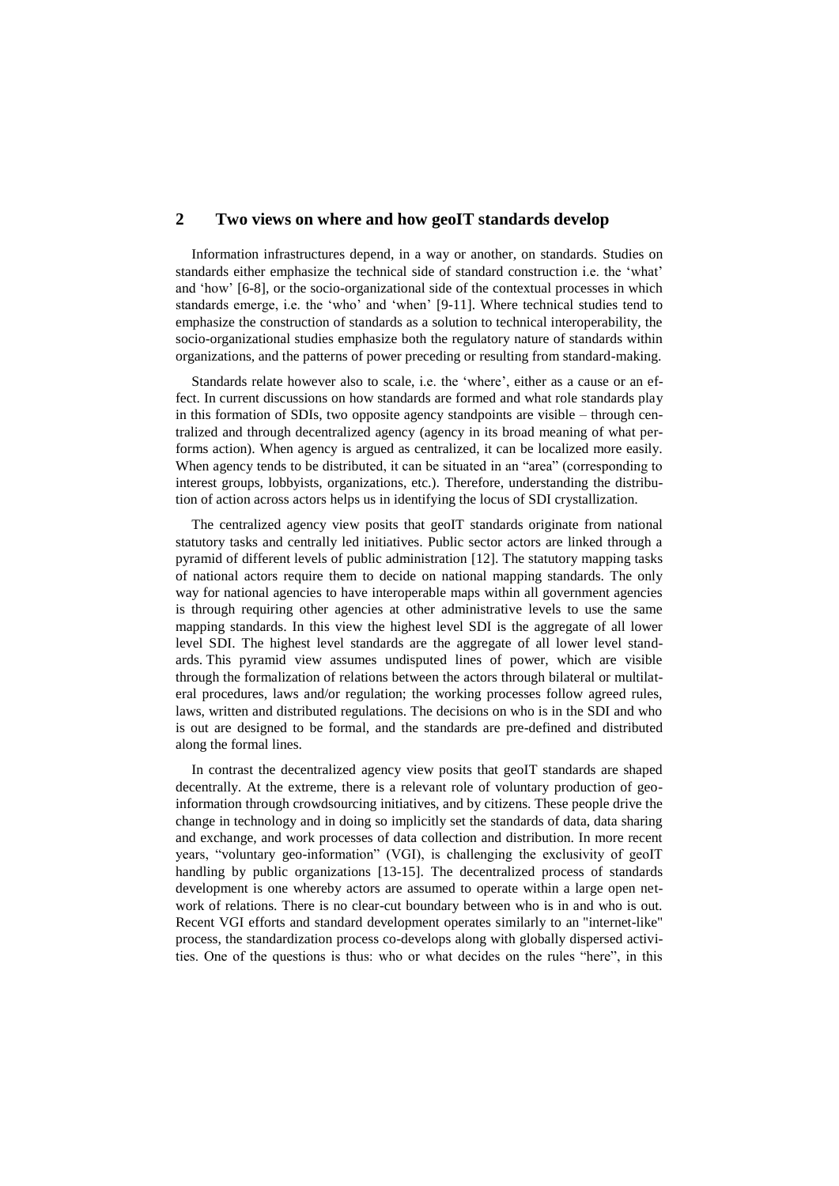## 2 Two views on where and how geoIT standards develop

Information infrastructures depend, in a way or another, on standards. Studies on standards either emphasize the technical side of standard construction i.e. the 'what' and 'how' [6-8], or the socio-organizational side of the contextual processes in which standards emerge, i.e. the 'who' and 'when' [9-11]. Where technical studies tend to emphasize the construction of standards as a solution to technical interoperability, the socio-organizational studies emphasize both the regulatory nature of standards within organizations, and the patterns of power preceding or resulting from standard-making.

Standards relate however also to scale, i.e. the 'where', either as a cause or an effect. In current discussions on how standards are formed and what role standards play in this formation of SDIs, two opposite agency standpoints are visible – through centralized and through decentralized agency (agency in its broad meaning of what performs action). When agency is argued as centralized, it can be localized more easily. When agency tends to be distributed, it can be situated in an "area" (corresponding to interest groups, lobbyists, organizations, etc.). Therefore, understanding the distribution of action across actors helps us in identifying the locus of SDI crystallization.

The centralized agency view posits that geoIT standards originate from national statutory tasks and centrally led initiatives. Public sector actors are linked through a pyramid of different levels of public administration [12]. The statutory mapping tasks of national actors require them to decide on national mapping standards. The only way for national agencies to have interoperable maps within all government agencies is through requiring other agencies at other administrative levels to use the same mapping standards. In this view the highest level SDI is the aggregate of all lower level SDI. The highest level standards are the aggregate of all lower level standards. This pyramid view assumes undisputed lines of power, which are visible through the formalization of relations between the actors through bilateral or multilateral procedures, laws and/or regulation; the working processes follow agreed rules, laws, written and distributed regulations. The decisions on who is in the SDI and who is out are designed to be formal, and the standards are pre-defined and distributed along the formal lines.

In contrast the decentralized agency view posits that geoIT standards are shaped decentrally. At the extreme, there is a relevant role of voluntary production of geo-information through crowdsourcing initiatives, and by citizens. These people drive the change in technology and in doing so implicitly set the standards of data, data sharing and exchange, and work processes of data collection and distribution. In more recent years, "voluntary geo-information" (VGI), is challenging the exclusivity of geoIT handling by public organizations [13-15]. The decentralized process of standards development is one whereby actors are assumed to operate within a large open network of relations. There is no clear-cut boundary between who is in and who is out. Recent VGI efforts and standard development operates similarly to an "internet-like" process, the standardization process co-develops along with globally dispersed activities. One of the questions is thus: who or what decides on the rules "here", in this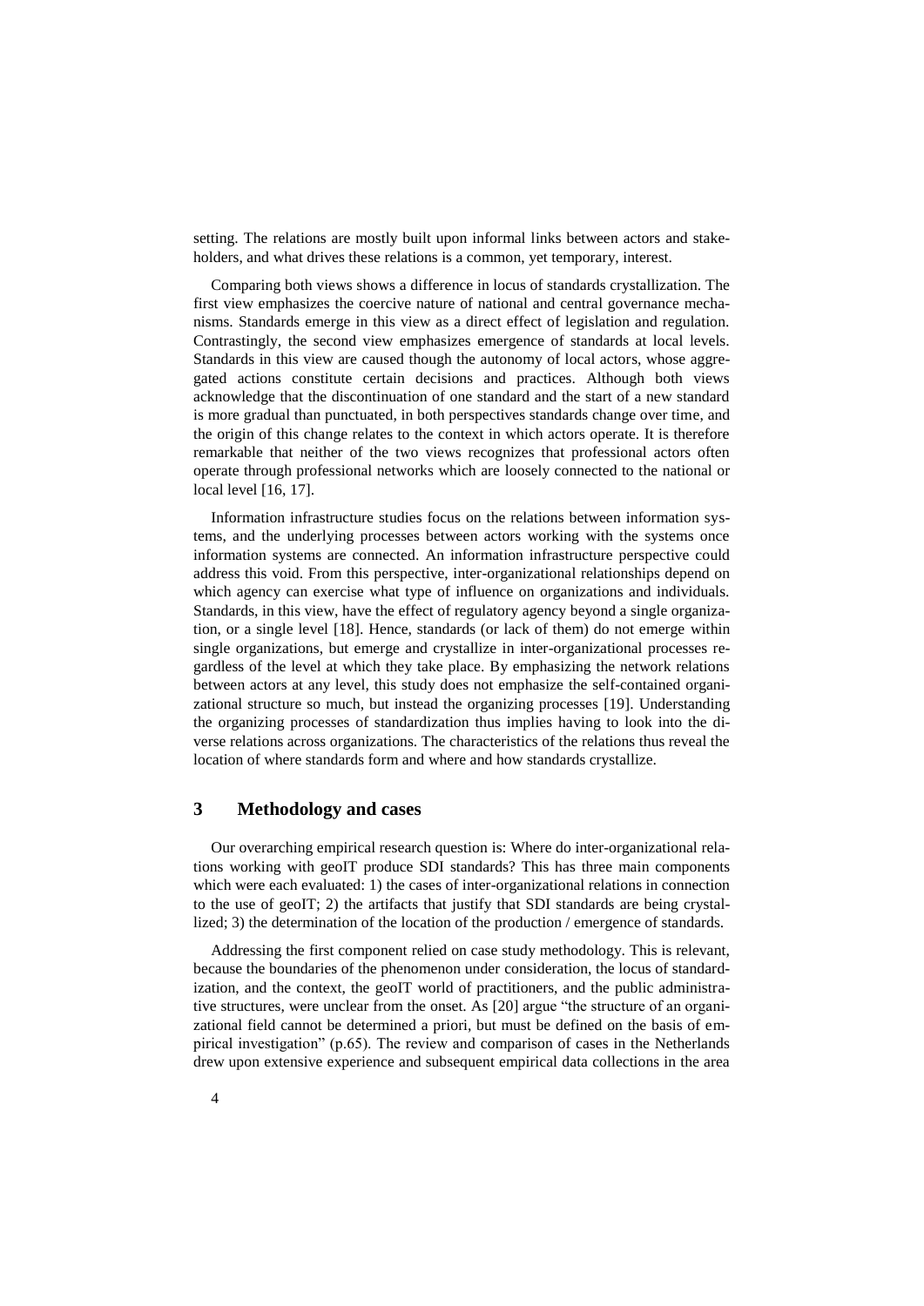setting. The relations are mostly built upon informal links between actors and stakeholders, and what drives these relations is a common, yet temporary, interest.

Comparing both views shows a difference in locus of standards crystallization. The first view emphasizes the coercive nature of national and central governance mechanisms. Standards emerge in this view as a direct effect of legislation and regulation. Contrastingly, the second view emphasizes emergence of standards at local levels. Standards in this view are caused though the autonomy of local actors, whose aggregated actions constitute certain decisions and practices. Although both views acknowledge that the discontinuation of one standard and the start of a new standard is more gradual than punctuated, in both perspectives standards change over time, and the origin of this change relates to the context in which actors operate. It is therefore remarkable that neither of the two views recognizes that professional actors often operate through professional networks which are loosely connected to the national or local level [16, 17].

Information infrastructure studies focus on the relations between information systems, and the underlying processes between actors working with the systems once information systems are connected. An information infrastructure perspective could address this void. From this perspective, inter-organizational relationships depend on which agency can exercise what type of influence on organizations and individuals. Standards, in this view, have the effect of regulatory agency beyond a single organization, or a single level [18]. Hence, standards (or lack of them) do not emerge within single organizations, but emerge and crystallize in inter-organizational processes regardless of the level at which they take place. By emphasizing the network relations between actors at any level, this study does not emphasize the self-contained organizational structure so much, but instead the organizing processes [19]. Understanding the organizing processes of standardization thus implies having to look into the diverse relations across organizations. The characteristics of the relations thus reveal the location of where standards form and where and how standards crystallize.

## 3 Methodology and cases

Our overarching empirical research question is: Where do inter-organizational relations working with geoIT produce SDI standards? This has three main components which were each evaluated: 1) the cases of inter-organizational relations in connection to the use of geoIT; 2) the artifacts that justify that SDI standards are being crystallized; 3) the determination of the location of the production / emergence of standards.

Addressing the first component relied on case study methodology. This is relevant, because the boundaries of the phenomenon under consideration, the locus of standardization, and the context, the geoIT world of practitioners, and the public administrative structures, were unclear from the onset. As [20] argue "the structure of an organizational field cannot be determined a priori, but must be defined on the basis of empirical investigation" (p.65). The review and comparison of cases in the Netherlands drew upon extensive experience and subsequent empirical data collections in the area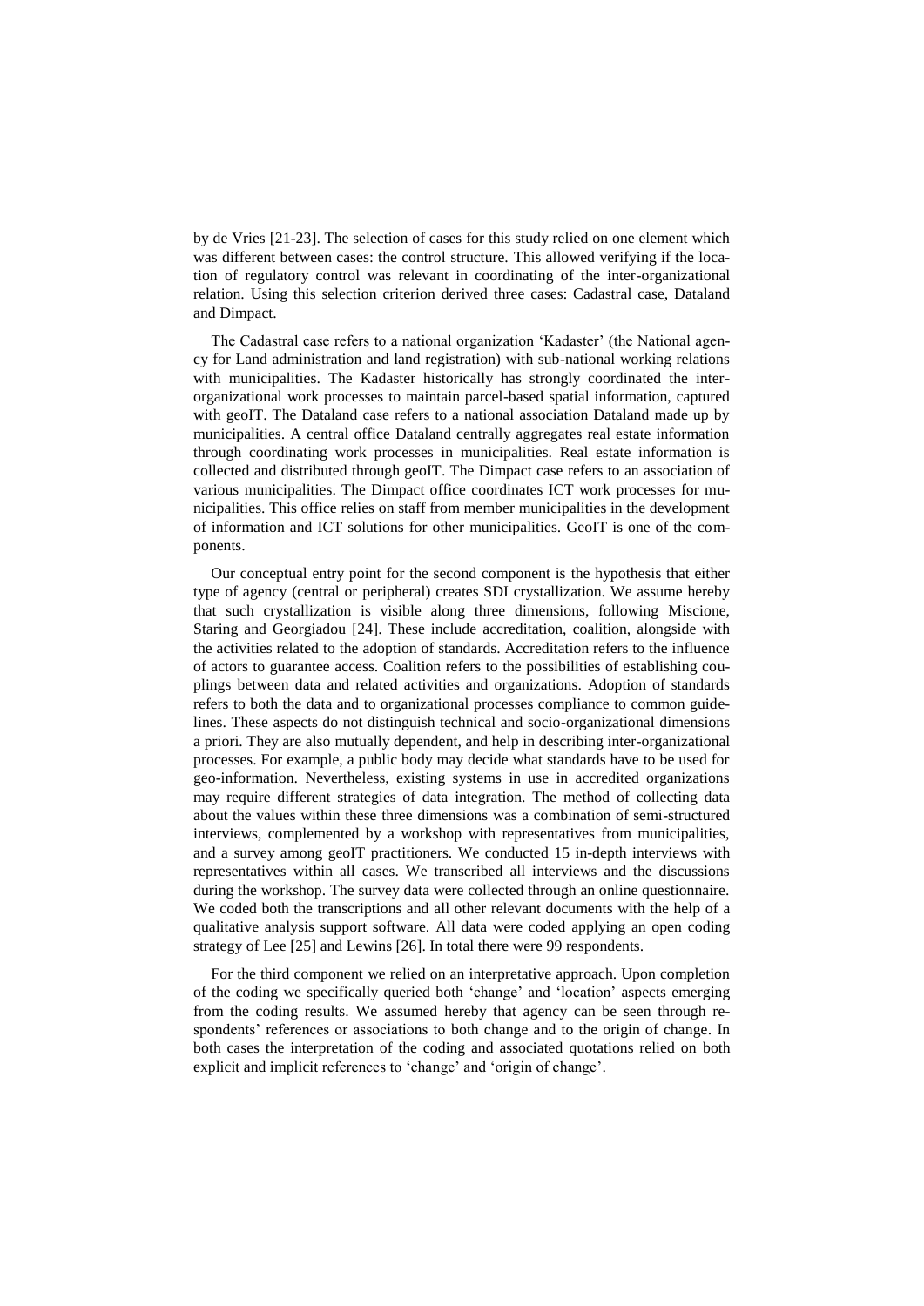by de Vries [21-23]. The selection of cases for this study relied on one element which was different between cases: the control structure. This allowed verifying if the location of regulatory control was relevant in coordinating of the inter-organizational relation. Using this selection criterion derived three cases: Cadastral case, Dataland and Dimpact.

The Cadastral case refers to a national organization 'Kadaster' (the National agency for Land administration and land registration) with sub-national working relations with municipalities. The Kadaster historically has strongly coordinated the inter-organizational work processes to maintain parcel-based spatial information, captured with geoIT. The Dataland case refers to a national association Dataland made up by municipalities. A central office Dataland centrally aggregates real estate information through coordinating work processes in municipalities. Real estate information is collected and distributed through geoIT. The Dimpact case refers to an association of various municipalities. The Dimpact office coordinates ICT work processes for municipalities. This office relies on staff from member municipalities in the development of information and ICT solutions for other municipalities. GeoIT is one of the components.

Our conceptual entry point for the second component is the hypothesis that either type of agency (central or peripheral) creates SDI crystallization. We assume hereby that such crystallization is visible along three dimensions, following Miscione, Staring and Georgiadou [24]. These include accreditation, coalition, alongside with the activities related to the adoption of standards. Accreditation refers to the influence of actors to guarantee access. Coalition refers to the possibilities of establishing couplings between data and related activities and organizations. Adoption of standards refers to both the data and to organizational processes compliance to common guidelines. These aspects do not distinguish technical and socio-organizational dimensions a priori. They are also mutually dependent, and help in describing inter-organizational processes. For example, a public body may decide what standards have to be used for geo-information. Nevertheless, existing systems in use in accredited organizations may require different strategies of data integration. The method of collecting data about the values within these three dimensions was a combination of semi-structured interviews, complemented by a workshop with representatives from municipalities, and a survey among geoIT practitioners. We conducted 15 in-depth interviews with representatives within all cases. We transcribed all interviews and the discussions during the workshop. The survey data were collected through an online questionnaire. We coded both the transcriptions and all other relevant documents with the help of a qualitative analysis support software. All data were coded applying an open coding strategy of Lee [25] and Lewins [26]. In total there were 99 respondents.

For the third component we relied on an interpretative approach. Upon completion of the coding we specifically queried both 'change' and 'location' aspects emerging from the coding results. We assumed hereby that agency can be seen through respondents' references or associations to both change and to the origin of change. In both cases the interpretation of the coding and associated quotations relied on both explicit and implicit references to 'change' and 'origin of change'.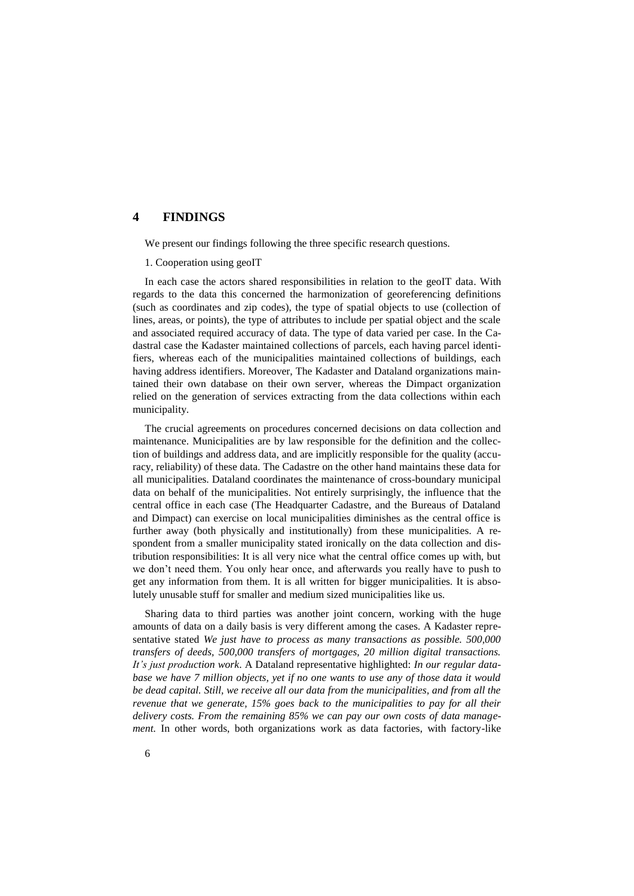# 4 FINDINGS

We present our findings following the three specific research questions.

1. Cooperation using geoIT

In each case the actors shared responsibilities in relation to the geoIT data. With regards to the data this concerned the harmonization of georeferencing definitions (such as coordinates and zip codes), the type of spatial objects to use (collection of lines, areas, or points), the type of attributes to include per spatial object and the scale and associated required accuracy of data. The type of data varied per case. In the Cadastral case the Kadaster maintained collections of parcels, each having parcel identifiers, whereas each of the municipalities maintained collections of buildings, each having address identifiers. Moreover, The Kadaster and Dataland organizations maintained their own database on their own server, whereas the Dimpact organization relied on the generation of services extracting from the data collections within each municipality.

The crucial agreements on procedures concerned decisions on data collection and maintenance. Municipalities are by law responsible for the definition and the collection of buildings and address data, and are implicitly responsible for the quality (accuracy, reliability) of these data. The Cadastre on the other hand maintains these data for all municipalities. Dataland coordinates the maintenance of cross-boundary municipal data on behalf of the municipalities. Not entirely surprisingly, the influence that the central office in each case (The Headquarter Cadastre, and the Bureaus of Dataland and Dimpact) can exercise on local municipalities diminishes as the central office is further away (both physically and institutionally) from these municipalities. A respondent from a smaller municipality stated ironically on the data collection and distribution responsibilities: It is all very nice what the central office comes up with, but we don't need them. You only hear once, and afterwards you really have to push to get any information from them. It is all written for bigger municipalities. It is absolutely unusable stuff for smaller and medium sized municipalities like us.

Sharing data to third parties was another joint concern, working with the huge amounts of data on a daily basis is very different among the cases. A Kadaster representative stated *We just have to process as many transactions as possible. 500,000 transfers of deeds, 500,000 transfers of mortgages, 20 million digital transactions. It's just production work*. A Dataland representative highlighted: *In our regular database we have 7 million objects, yet if no one wants to use any of those data it would be dead capital. Still, we receive all our data from the municipalities, and from all the revenue that we generate, 15% goes back to the municipalities to pay for all their delivery costs. From the remaining 85% we can pay our own costs of data management.* In other words, both organizations work as data factories, with factory-like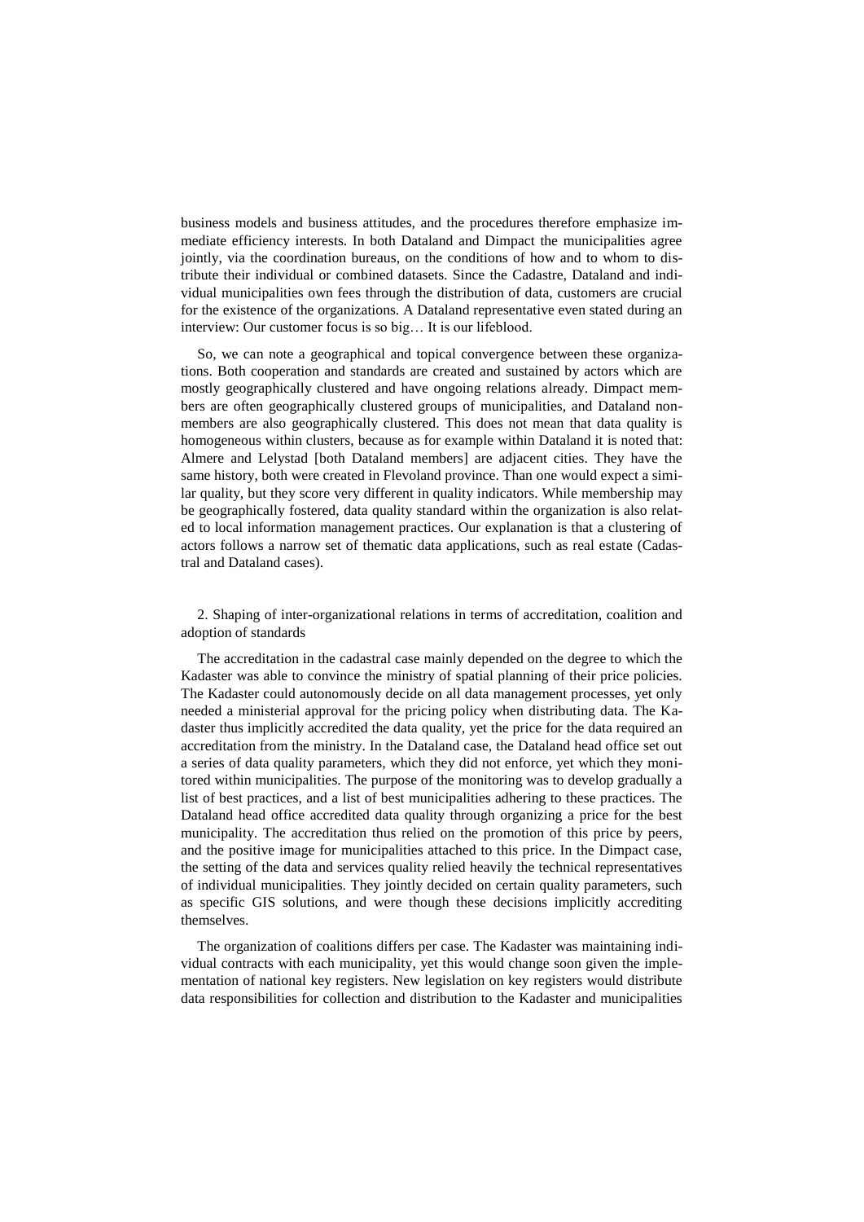business models and business attitudes, and the procedures therefore emphasize immediate efficiency interests. In both Dataland and Dimpact the municipalities agree jointly, via the coordination bureaus, on the conditions of how and to whom to distribute their individual or combined datasets. Since the Cadastre, Dataland and individual municipalities own fees through the distribution of data, customers are crucial for the existence of the organizations. A Dataland representative even stated during an interview: Our customer focus is so big… It is our lifeblood.

So, we can note a geographical and topical convergence between these organizations. Both cooperation and standards are created and sustained by actors which are mostly geographically clustered and have ongoing relations already. Dimpact members are often geographically clustered groups of municipalities, and Dataland nonmembers are also geographically clustered. This does not mean that data quality is homogeneous within clusters, because as for example within Dataland it is noted that: Almere and Lelystad [both Dataland members] are adjacent cities. They have the same history, both were created in Flevoland province. Than one would expect a similar quality, but they score very different in quality indicators. While membership may be geographically fostered, data quality standard within the organization is also related to local information management practices. Our explanation is that a clustering of actors follows a narrow set of thematic data applications, such as real estate (Cadastral and Dataland cases).

2. Shaping of inter-organizational relations in terms of accreditation, coalition and adoption of standards

The accreditation in the cadastral case mainly depended on the degree to which the Kadaster was able to convince the ministry of spatial planning of their price policies. The Kadaster could autonomously decide on all data management processes, yet only needed a ministerial approval for the pricing policy when distributing data. The Kadaster thus implicitly accredited the data quality, yet the price for the data required an accreditation from the ministry. In the Dataland case, the Dataland head office set out a series of data quality parameters, which they did not enforce, yet which they monitored within municipalities. The purpose of the monitoring was to develop gradually a list of best practices, and a list of best municipalities adhering to these practices. The Dataland head office accredited data quality through organizing a price for the best municipality. The accreditation thus relied on the promotion of this price by peers, and the positive image for municipalities attached to this price. In the Dimpact case, the setting of the data and services quality relied heavily the technical representatives of individual municipalities. They jointly decided on certain quality parameters, such as specific GIS solutions, and were though these decisions implicitly accrediting themselves.

The organization of coalitions differs per case. The Kadaster was maintaining individual contracts with each municipality, yet this would change soon given the implementation of national key registers. New legislation on key registers would distribute data responsibilities for collection and distribution to the Kadaster and municipalities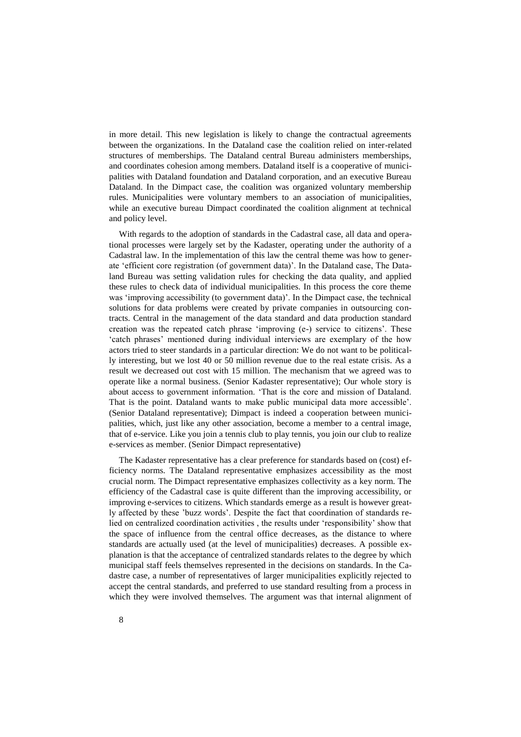in more detail. This new legislation is likely to change the contractual agreements between the organizations. In the Dataland case the coalition relied on inter-related structures of memberships. The Dataland central Bureau administers memberships, and coordinates cohesion among members. Dataland itself is a cooperative of municipalities with Dataland foundation and Dataland corporation, and an executive Bureau Dataland. In the Dimpact case, the coalition was organized voluntary membership rules. Municipalities were voluntary members to an association of municipalities, while an executive bureau Dimpact coordinated the coalition alignment at technical and policy level.

With regards to the adoption of standards in the Cadastral case, all data and operational processes were largely set by the Kadaster, operating under the authority of a Cadastral law. In the implementation of this law the central theme was how to generate 'efficient core registration (of government data)'. In the Dataland case, The Dataland Bureau was setting validation rules for checking the data quality, and applied these rules to check data of individual municipalities. In this process the core theme was 'improving accessibility (to government data)'. In the Dimpact case, the technical solutions for data problems were created by private companies in outsourcing contracts. Central in the management of the data standard and data production standard creation was the repeated catch phrase 'improving (e-) service to citizens'. These 'catch phrases' mentioned during individual interviews are exemplary of the how actors tried to steer standards in a particular direction: We do not want to be politically interesting, but we lost 40 or 50 million revenue due to the real estate crisis. As a result we decreased out cost with 15 million. The mechanism that we agreed was to operate like a normal business. (Senior Kadaster representative); Our whole story is about access to government information. 'That is the core and mission of Dataland. That is the point. Dataland wants to make public municipal data more accessible'. (Senior Dataland representative); Dimpact is indeed a cooperation between municipalities, which, just like any other association, become a member to a central image, that of e-service. Like you join a tennis club to play tennis, you join our club to realize e-services as member. (Senior Dimpact representative)

The Kadaster representative has a clear preference for standards based on (cost) efficiency norms. The Dataland representative emphasizes accessibility as the most crucial norm. The Dimpact representative emphasizes collectivity as a key norm. The efficiency of the Cadastral case is quite different than the improving accessibility, or improving e-services to citizens. Which standards emerge as a result is however greatly affected by these 'buzz words'. Despite the fact that coordination of standards relied on centralized coordination activities , the results under 'responsibility' show that the space of influence from the central office decreases, as the distance to where standards are actually used (at the level of municipalities) decreases. A possible explanation is that the acceptance of centralized standards relates to the degree by which municipal staff feels themselves represented in the decisions on standards. In the Cadastre case, a number of representatives of larger municipalities explicitly rejected to accept the central standards, and preferred to use standard resulting from a process in which they were involved themselves. The argument was that internal alignment of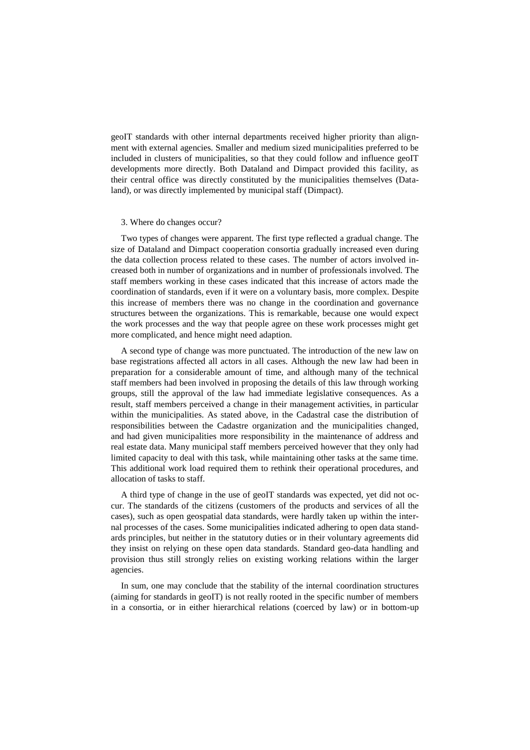geoIT standards with other internal departments received higher priority than alignment with external agencies. Smaller and medium sized municipalities preferred to be included in clusters of municipalities, so that they could follow and influence geoIT developments more directly. Both Dataland and Dimpact provided this facility, as their central office was directly constituted by the municipalities themselves (Dataland), or was directly implemented by municipal staff (Dimpact).

3. Where do changes occur?

Two types of changes were apparent. The first type reflected a gradual change. The size of Dataland and Dimpact cooperation consortia gradually increased even during the data collection process related to these cases. The number of actors involved increased both in number of organizations and in number of professionals involved. The staff members working in these cases indicated that this increase of actors made the coordination of standards, even if it were on a voluntary basis, more complex. Despite this increase of members there was no change in the coordination and governance structures between the organizations. This is remarkable, because one would expect the work processes and the way that people agree on these work processes might get more complicated, and hence might need adaption.

A second type of change was more punctuated. The introduction of the new law on base registrations affected all actors in all cases. Although the new law had been in preparation for a considerable amount of time, and although many of the technical staff members had been involved in proposing the details of this law through working groups, still the approval of the law had immediate legislative consequences. As a result, staff members perceived a change in their management activities, in particular within the municipalities. As stated above, in the Cadastral case the distribution of responsibilities between the Cadastre organization and the municipalities changed, and had given municipalities more responsibility in the maintenance of address and real estate data. Many municipal staff members perceived however that they only had limited capacity to deal with this task, while maintaining other tasks at the same time. This additional work load required them to rethink their operational procedures, and allocation of tasks to staff.

A third type of change in the use of geoIT standards was expected, yet did not occur. The standards of the citizens (customers of the products and services of all the cases), such as open geospatial data standards, were hardly taken up within the internal processes of the cases. Some municipalities indicated adhering to open data standards principles, but neither in the statutory duties or in their voluntary agreements did they insist on relying on these open data standards. Standard geo-data handling and provision thus still strongly relies on existing working relations within the larger agencies.

In sum, one may conclude that the stability of the internal coordination structures (aiming for standards in geoIT) is not really rooted in the specific number of members in a consortia, or in either hierarchical relations (coerced by law) or in bottom-up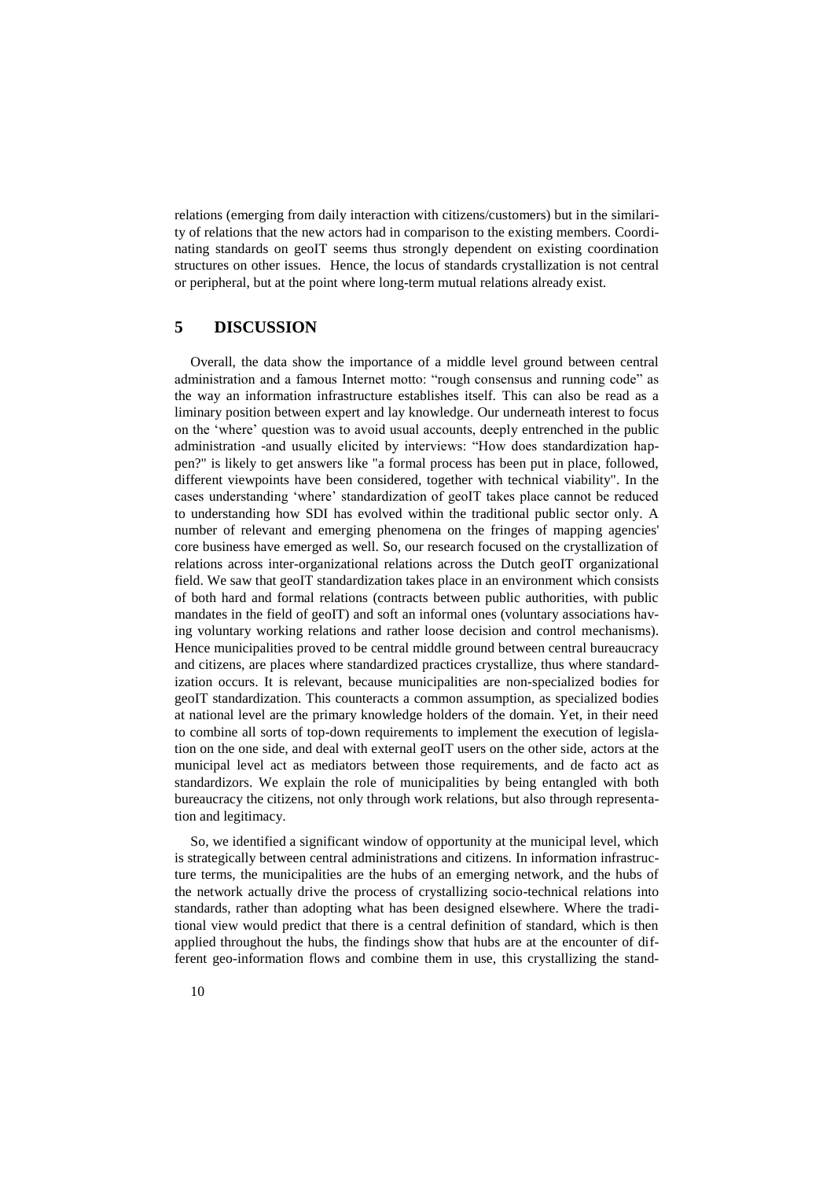relations (emerging from daily interaction with citizens/customers) but in the similarity of relations that the new actors had in comparison to the existing members. Coordinating standards on geoIT seems thus strongly dependent on existing coordination structures on other issues. Hence, the locus of standards crystallization is not central or peripheral, but at the point where long-term mutual relations already exist.

## 5 DISCUSSION

Overall, the data show the importance of a middle level ground between central administration and a famous Internet motto: "rough consensus and running code" as the way an information infrastructure establishes itself. This can also be read as a liminary position between expert and lay knowledge. Our underneath interest to focus on the 'where' question was to avoid usual accounts, deeply entrenched in the public administration -and usually elicited by interviews: "How does standardization happen?" is likely to get answers like "a formal process has been put in place, followed, different viewpoints have been considered, together with technical viability". In the cases understanding 'where' standardization of geoIT takes place cannot be reduced to understanding how SDI has evolved within the traditional public sector only. A number of relevant and emerging phenomena on the fringes of mapping agencies' core business have emerged as well. So, our research focused on the crystallization of relations across inter-organizational relations across the Dutch geoIT organizational field. We saw that geoIT standardization takes place in an environment which consists of both hard and formal relations (contracts between public authorities, with public mandates in the field of geoIT) and soft an informal ones (voluntary associations having voluntary working relations and rather loose decision and control mechanisms). Hence municipalities proved to be central middle ground between central bureaucracy and citizens, are places where standardized practices crystallize, thus where standardization occurs. It is relevant, because municipalities are non-specialized bodies for geoIT standardization. This counteracts a common assumption, as specialized bodies at national level are the primary knowledge holders of the domain. Yet, in their need to combine all sorts of top-down requirements to implement the execution of legislation on the one side, and deal with external geoIT users on the other side, actors at the municipal level act as mediators between those requirements, and de facto act as standardizors. We explain the role of municipalities by being entangled with both bureaucracy the citizens, not only through work relations, but also through representation and legitimacy.

So, we identified a significant window of opportunity at the municipal level, which is strategically between central administrations and citizens. In information infrastructure terms, the municipalities are the hubs of an emerging network, and the hubs of the network actually drive the process of crystallizing socio-technical relations into standards, rather than adopting what has been designed elsewhere. Where the traditional view would predict that there is a central definition of standard, which is then applied throughout the hubs, the findings show that hubs are at the encounter of different geo-information flows and combine them in use, this crystallizing the stand-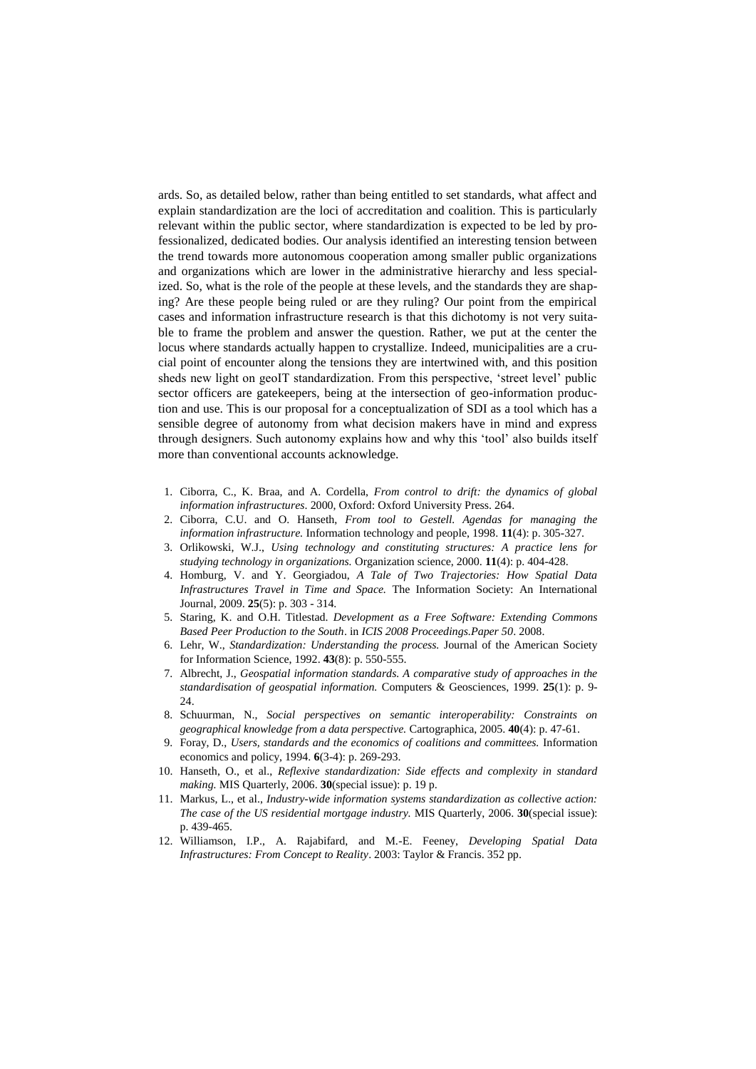ards. So, as detailed below, rather than being entitled to set standards, what affect and explain standardization are the loci of accreditation and coalition. This is particularly relevant within the public sector, where standardization is expected to be led by professionalized, dedicated bodies. Our analysis identified an interesting tension between the trend towards more autonomous cooperation among smaller public organizations and organizations which are lower in the administrative hierarchy and less specialized. So, what is the role of the people at these levels, and the standards they are shaping? Are these people being ruled or are they ruling? Our point from the empirical cases and information infrastructure research is that this dichotomy is not very suitable to frame the problem and answer the question. Rather, we put at the center the locus where standards actually happen to crystallize. Indeed, municipalities are a crucial point of encounter along the tensions they are intertwined with, and this position sheds new light on geoIT standardization. From this perspective, 'street level' public sector officers are gatekeepers, being at the intersection of geo-information production and use. This is our proposal for a conceptualization of SDI as a tool which has a sensible degree of autonomy from what decision makers have in mind and express through designers. Such autonomy explains how and why this 'tool' also builds itself more than conventional accounts acknowledge.

1. Ciborra, C., K. Braa, and A. Cordella, *From control to drift: the dynamics of global information infrastructures*. 2000, Oxford: Oxford University Press. 264.
2. Ciborra, C.U. and O. Hanseth, *From tool to Gestell. Agendas for managing the information infrastructure.* Information technology and people, 1998. **11**(4): p. 305-327.
3. Orlikowski, W.J., *Using technology and constituting structures: A practice lens for studying technology in organizations.* Organization science, 2000. **11**(4): p. 404-428.
4. Homburg, V. and Y. Georgiadou, *A Tale of Two Trajectories: How Spatial Data Infrastructures Travel in Time and Space.* The Information Society: An International Journal, 2009. **25**(5): p. 303 - 314.
5. Staring, K. and O.H. Titlestad. *Development as a Free Software: Extending Commons Based Peer Production to the South*. in *ICIS 2008 Proceedings.Paper 50*. 2008.
6. Lehr, W., *Standardization: Understanding the process.* Journal of the American Society for Information Science, 1992. **43**(8): p. 550-555.
7. Albrecht, J., *Geospatial information standards. A comparative study of approaches in the standardisation of geospatial information.* Computers & Geosciences, 1999. **25**(1): p. 9-24.
8. Schuurman, N., *Social perspectives on semantic interoperability: Constraints on geographical knowledge from a data perspective.* Cartographica, 2005. **40**(4): p. 47-61.
9. Foray, D., *Users, standards and the economics of coalitions and committees.* Information economics and policy, 1994. **6**(3-4): p. 269-293.
10. Hanseth, O., et al., *Reflexive standardization: Side effects and complexity in standard making.* MIS Quarterly, 2006. **30**(special issue): p. 19 p.
11. Markus, L., et al., *Industry-wide information systems standardization as collective action: The case of the US residential mortgage industry.* MIS Quarterly, 2006. **30**(special issue): p. 439-465.
12. Williamson, I.P., A. Rajabifard, and M.-E. Feeney, *Developing Spatial Data Infrastructures: From Concept to Reality*. 2003: Taylor & Francis. 352 pp.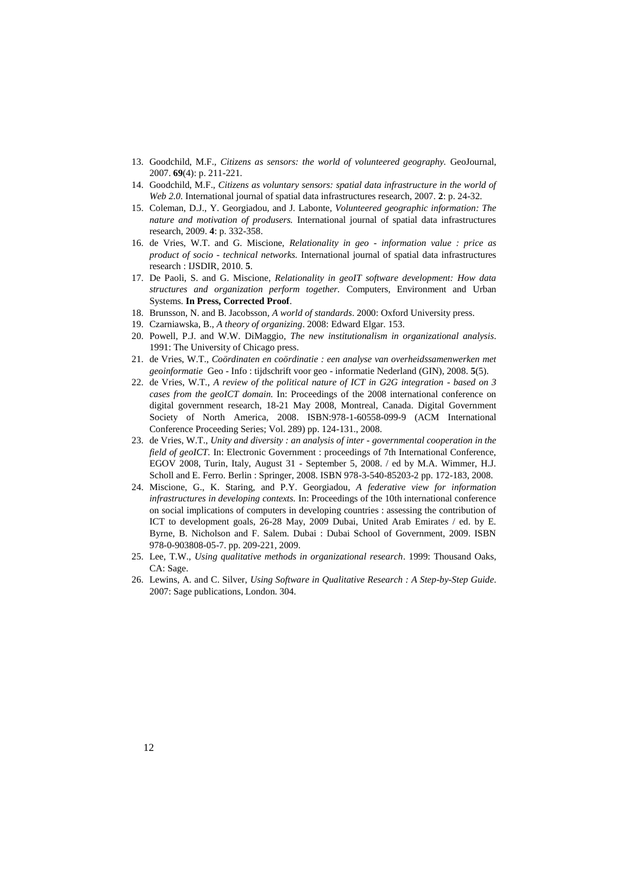13. Goodchild, M.F., *Citizens as sensors: the world of volunteered geography.* GeoJournal, 2007. **69**(4): p. 211-221.
14. Goodchild, M.F., *Citizens as voluntary sensors: spatial data infrastructure in the world of Web 2.0.* International journal of spatial data infrastructures research, 2007. **2**: p. 24-32.
15. Coleman, D.J., Y. Georgiadou, and J. Labonte, *Volunteered geographic information: The nature and motivation of produsers.* International journal of spatial data infrastructures research, 2009. **4**: p. 332-358.
16. de Vries, W.T. and G. Miscione, *Relationality in geo - information value : price as product of socio - technical networks.* International journal of spatial data infrastructures research : IJSDIR, 2010. **5**.
17. De Paoli, S. and G. Miscione, *Relationality in geoIT software development: How data structures and organization perform together.* Computers, Environment and Urban Systems. **In Press, Corrected Proof**.
18. Brunsson, N. and B. Jacobsson, *A world of standards*. 2000: Oxford University press.
19. Czarniawska, B., *A theory of organizing*. 2008: Edward Elgar. 153.
20. Powell, P.J. and W.W. DiMaggio, *The new institutionalism in organizational analysis*. 1991: The University of Chicago press.
21. de Vries, W.T., *Coördinaten en coördinatie : een analyse van overheidssamenwerken met geoinformatie* Geo - Info : tijdschrift voor geo - informatie Nederland (GIN), 2008. **5**(5).
22. de Vries, W.T., *A review of the political nature of ICT in G2G integration - based on 3 cases from the geoICT domain.* In: Proceedings of the 2008 international conference on digital government research, 18-21 May 2008, Montreal, Canada. Digital Government Society of North America, 2008. ISBN:978-1-60558-099-9 (ACM International Conference Proceeding Series; Vol. 289) pp. 124-131., 2008.
23. de Vries, W.T., *Unity and diversity : an analysis of inter - governmental cooperation in the field of geoICT.* In: Electronic Government : proceedings of 7th International Conference, EGOV 2008, Turin, Italy, August 31 - September 5, 2008. / ed by M.A. Wimmer, H.J. Scholl and E. Ferro. Berlin : Springer, 2008. ISBN 978-3-540-85203-2 pp. 172-183, 2008.
24. Miscione, G., K. Staring, and P.Y. Georgiadou, *A federative view for information infrastructures in developing contexts.* In: Proceedings of the 10th international conference on social implications of computers in developing countries : assessing the contribution of ICT to development goals, 26-28 May, 2009 Dubai, United Arab Emirates / ed. by E. Byrne, B. Nicholson and F. Salem. Dubai : Dubai School of Government, 2009. ISBN 978-0-903808-05-7. pp. 209-221, 2009.
25. Lee, T.W., *Using qualitative methods in organizational research*. 1999: Thousand Oaks, CA: Sage.
26. Lewins, A. and C. Silver, *Using Software in Qualitative Research : A Step-by-Step Guide*. 2007: Sage publications, London. 304.